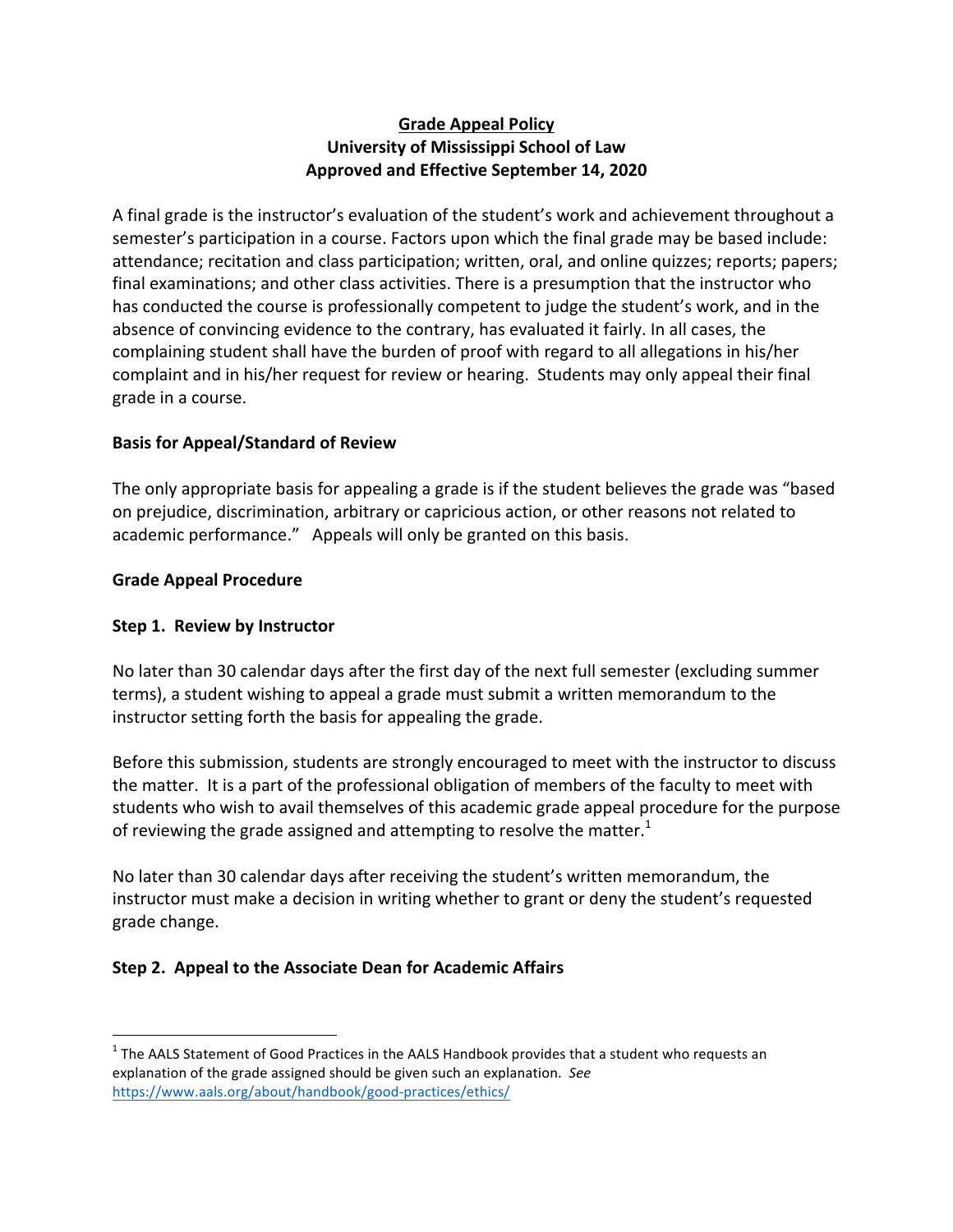# Grade Appeal Policy
## University of Mississippi School of Law
## Approved and Effective September 14, 2020

A final grade is the instructor's evaluation of the student's work and achievement throughout a semester's participation in a course. Factors upon which the final grade may be based include: attendance; recitation and class participation; written, oral, and online quizzes; reports; papers; final examinations; and other class activities. There is a presumption that the instructor who has conducted the course is professionally competent to judge the student's work, and in the absence of convincing evidence to the contrary, has evaluated it fairly. In all cases, the complaining student shall have the burden of proof with regard to all allegations in his/her complaint and in his/her request for review or hearing. Students may only appeal their final grade in a course.

**Basis for Appeal/Standard of Review**

The only appropriate basis for appealing a grade is if the student believes the grade was "based on prejudice, discrimination, arbitrary or capricious action, or other reasons not related to academic performance." Appeals will only be granted on this basis.

**Grade Appeal Procedure**

**Step 1. Review by Instructor**

No later than 30 calendar days after the first day of the next full semester (excluding summer terms), a student wishing to appeal a grade must submit a written memorandum to the instructor setting forth the basis for appealing the grade.

Before this submission, students are strongly encouraged to meet with the instructor to discuss the matter. It is a part of the professional obligation of members of the faculty to meet with students who wish to avail themselves of this academic grade appeal procedure for the purpose of reviewing the grade assigned and attempting to resolve the matter.[1]

No later than 30 calendar days after receiving the student's written memorandum, the instructor must make a decision in writing whether to grant or deny the student's requested grade change.

**Step 2. Appeal to the Associate Dean for Academic Affairs**

[1] The AALS Statement of Good Practices in the AALS Handbook provides that a student who requests an explanation of the grade assigned should be given such an explanation. *See* https://www.aals.org/about/handbook/good-practices/ethics/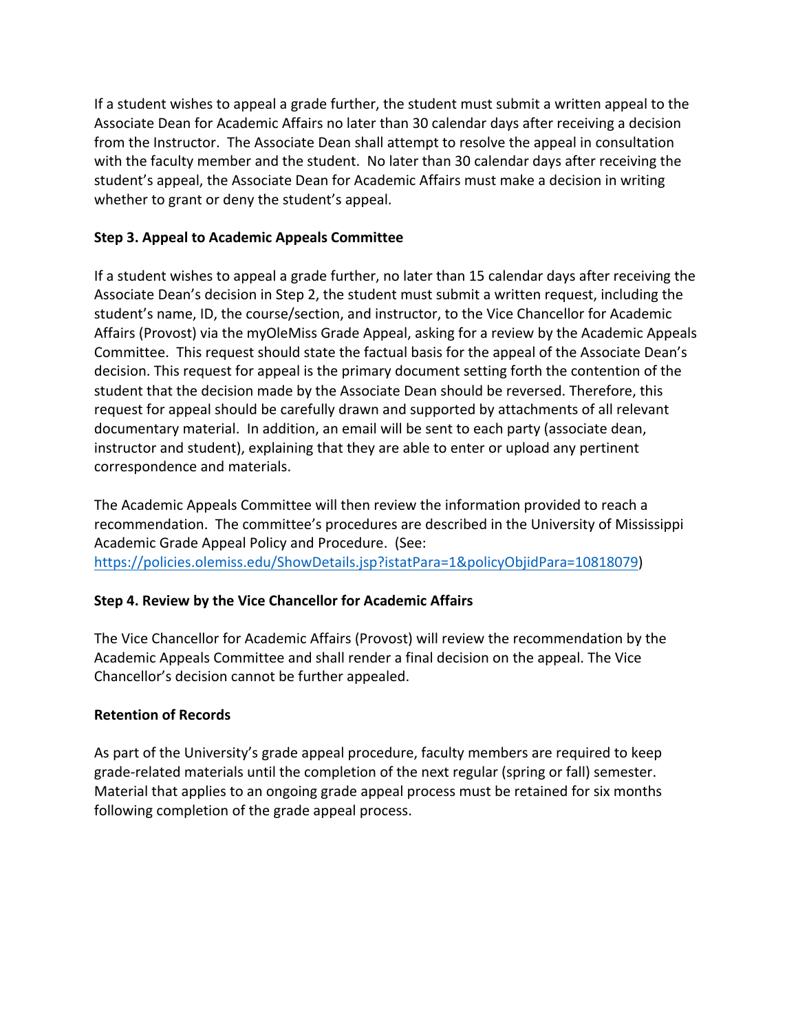If a student wishes to appeal a grade further, the student must submit a written appeal to the Associate Dean for Academic Affairs no later than 30 calendar days after receiving a decision from the Instructor. The Associate Dean shall attempt to resolve the appeal in consultation with the faculty member and the student. No later than 30 calendar days after receiving the student's appeal, the Associate Dean for Academic Affairs must make a decision in writing whether to grant or deny the student's appeal.

**Step 3. Appeal to Academic Appeals Committee**

If a student wishes to appeal a grade further, no later than 15 calendar days after receiving the Associate Dean's decision in Step 2, the student must submit a written request, including the student's name, ID, the course/section, and instructor, to the Vice Chancellor for Academic Affairs (Provost) via the myOleMiss Grade Appeal, asking for a review by the Academic Appeals Committee. This request should state the factual basis for the appeal of the Associate Dean's decision. This request for appeal is the primary document setting forth the contention of the student that the decision made by the Associate Dean should be reversed. Therefore, this request for appeal should be carefully drawn and supported by attachments of all relevant documentary material. In addition, an email will be sent to each party (associate dean, instructor and student), explaining that they are able to enter or upload any pertinent correspondence and materials.

The Academic Appeals Committee will then review the information provided to reach a recommendation. The committee's procedures are described in the University of Mississippi Academic Grade Appeal Policy and Procedure. (See: https://policies.olemiss.edu/ShowDetails.jsp?istatPara=1&policyObjidPara=10818079)

**Step 4. Review by the Vice Chancellor for Academic Affairs**

The Vice Chancellor for Academic Affairs (Provost) will review the recommendation by the Academic Appeals Committee and shall render a final decision on the appeal. The Vice Chancellor's decision cannot be further appealed.

**Retention of Records**

As part of the University's grade appeal procedure, faculty members are required to keep grade-related materials until the completion of the next regular (spring or fall) semester. Material that applies to an ongoing grade appeal process must be retained for six months following completion of the grade appeal process.